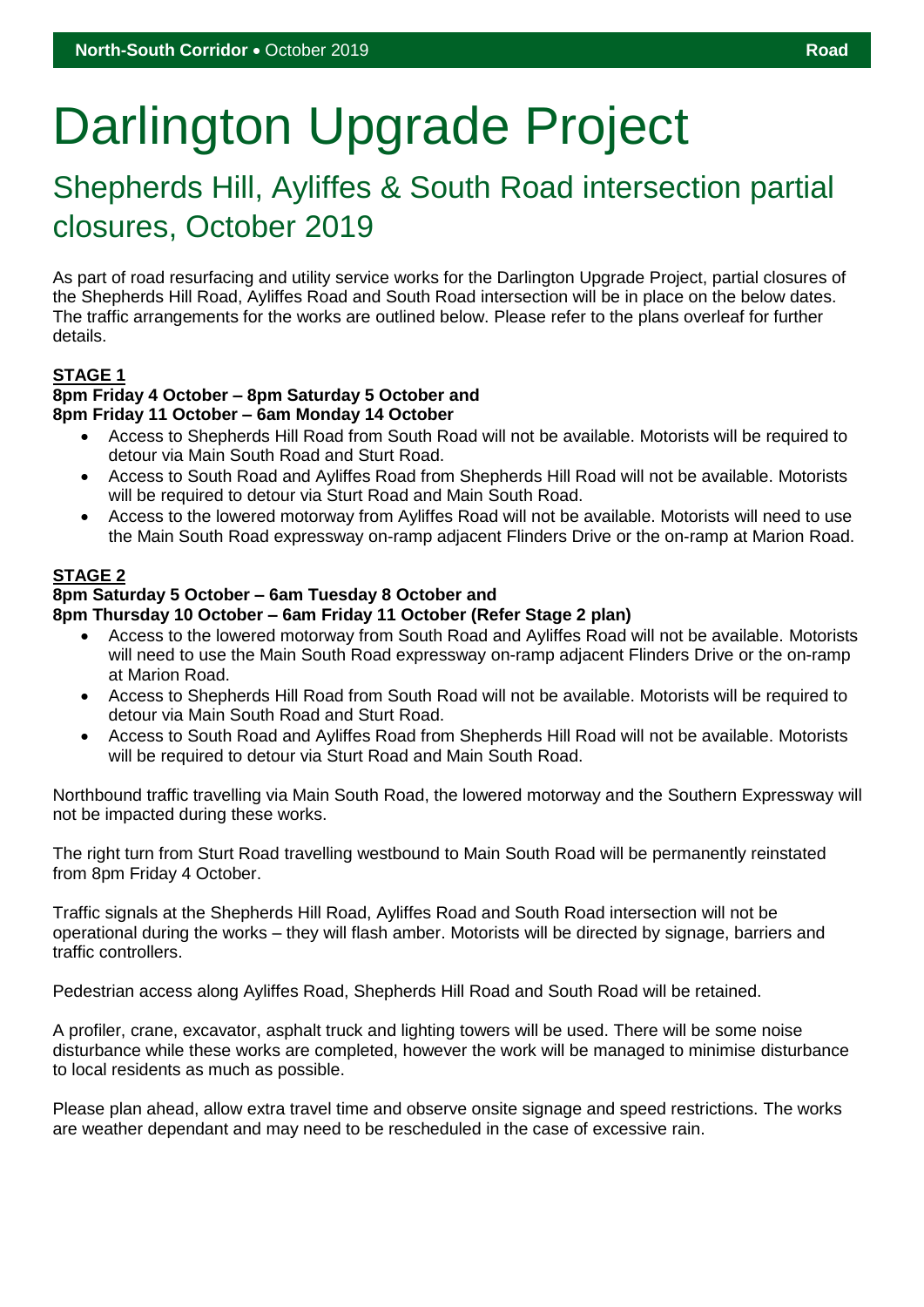# Darlington Upgrade Project

## Shepherds Hill, Ayliffes & South Road intersection partial closures, October 2019

As part of road resurfacing and utility service works for the Darlington Upgrade Project, partial closures of the Shepherds Hill Road, Ayliffes Road and South Road intersection will be in place on the below dates. The traffic arrangements for the works are outlined below. Please refer to the plans overleaf for further details.

**STAGE 1**

**8pm Friday 4 October – 8pm Saturday 5 October and**
**8pm Friday 11 October – 6am Monday 14 October**

- Access to Shepherds Hill Road from South Road will not be available. Motorists will be required to detour via Main South Road and Sturt Road.
- Access to South Road and Ayliffes Road from Shepherds Hill Road will not be available. Motorists will be required to detour via Sturt Road and Main South Road.
- Access to the lowered motorway from Ayliffes Road will not be available. Motorists will need to use the Main South Road expressway on-ramp adjacent Flinders Drive or the on-ramp at Marion Road.

**STAGE 2**

**8pm Saturday 5 October – 6am Tuesday 8 October and**
**8pm Thursday 10 October – 6am Friday 11 October (Refer Stage 2 plan)**

- Access to the lowered motorway from South Road and Ayliffes Road will not be available. Motorists will need to use the Main South Road expressway on-ramp adjacent Flinders Drive or the on-ramp at Marion Road.
- Access to Shepherds Hill Road from South Road will not be available. Motorists will be required to detour via Main South Road and Sturt Road.
- Access to South Road and Ayliffes Road from Shepherds Hill Road will not be available. Motorists will be required to detour via Sturt Road and Main South Road.

Northbound traffic travelling via Main South Road, the lowered motorway and the Southern Expressway will not be impacted during these works.

The right turn from Sturt Road travelling westbound to Main South Road will be permanently reinstated from 8pm Friday 4 October.

Traffic signals at the Shepherds Hill Road, Ayliffes Road and South Road intersection will not be operational during the works – they will flash amber. Motorists will be directed by signage, barriers and traffic controllers.

Pedestrian access along Ayliffes Road, Shepherds Hill Road and South Road will be retained.

A profiler, crane, excavator, asphalt truck and lighting towers will be used. There will be some noise disturbance while these works are completed, however the work will be managed to minimise disturbance to local residents as much as possible.

Please plan ahead, allow extra travel time and observe onsite signage and speed restrictions. The works are weather dependant and may need to be rescheduled in the case of excessive rain.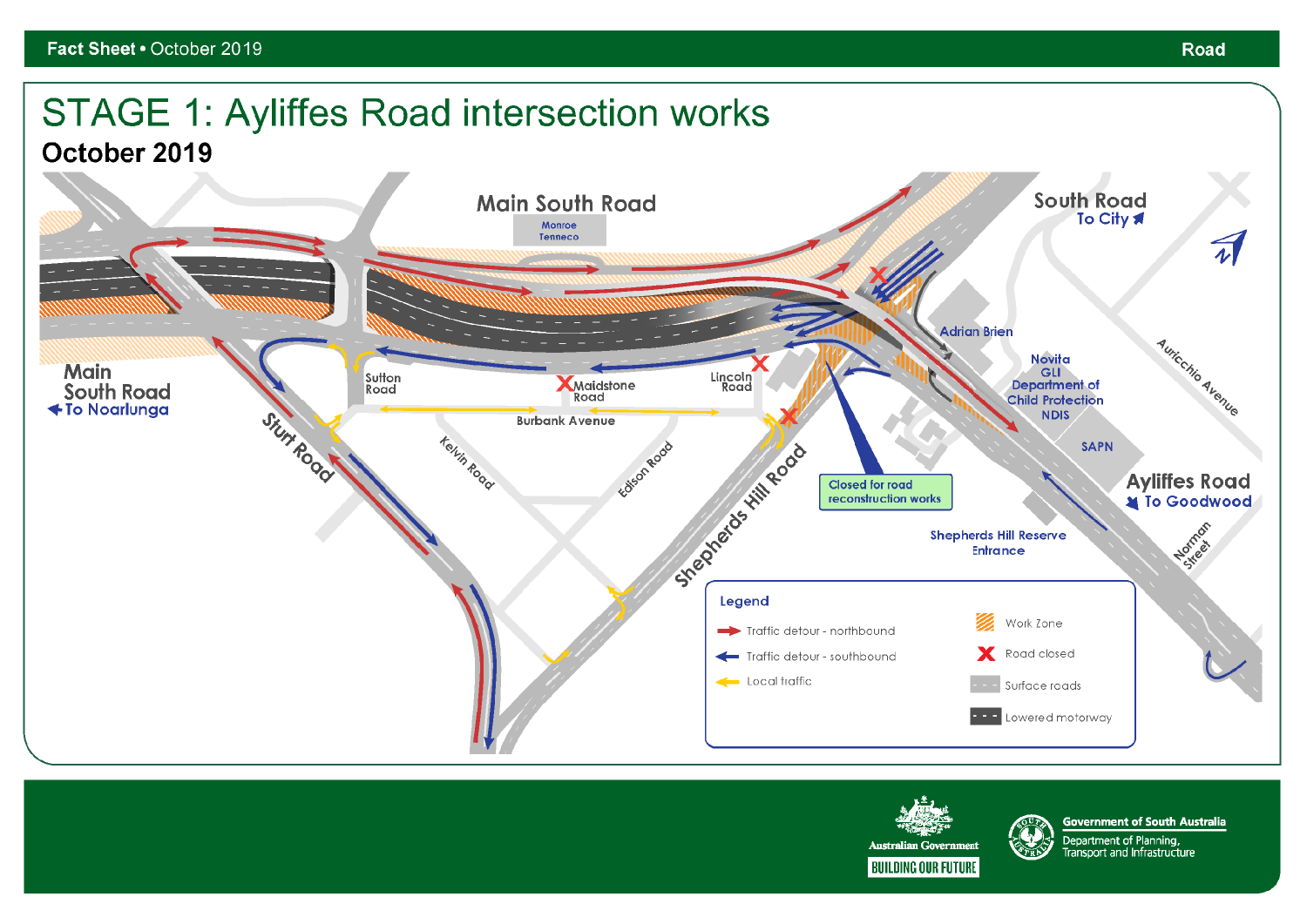# STAGE 1: Ayliffes Road intersection works

## October 2019

Main South Road

Monroe
Tenneco

South Road
To City

Main
South Road
To Noarlunga

Sutton Road

Maidstone Road

Lincoln Road

Adrian Brien

Novita
GLI
Department of Child Protection
NDIS

Auricchio Avenue

Burbank Avenue

Sturt Road

Kelvin Road

Edison Road

Shepherds Hill Road

Closed for road reconstruction works

SAPN

Ayliffes Road
To Goodwood

Shepherds Hill Reserve Entrance

Norman Street

**Legend**

- Traffic detour - northbound
- Traffic detour - southbound
- Local traffic
- Work Zone
- Road closed
- Surface roads
- Lowered motorway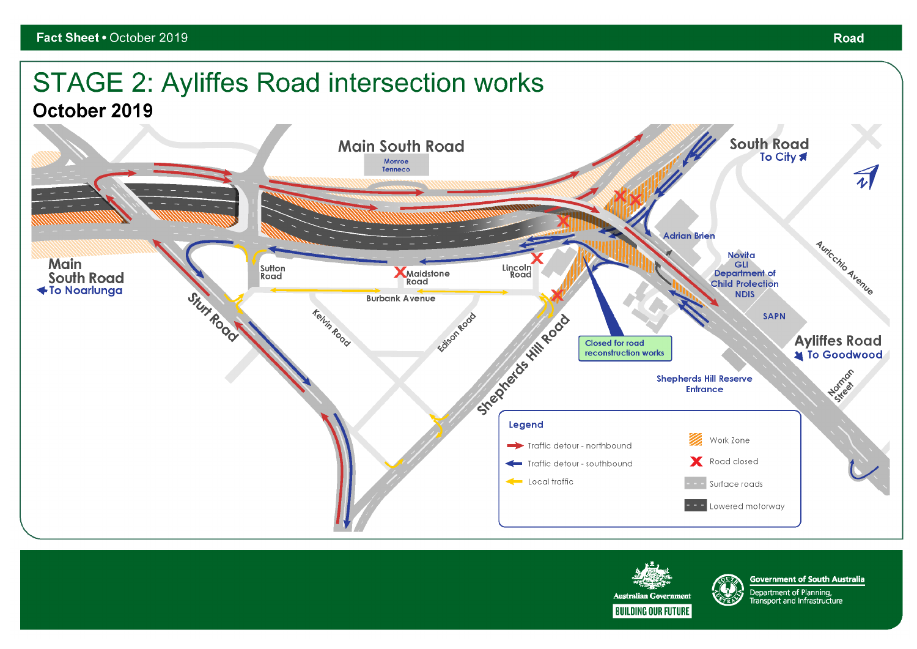# STAGE 2: Ayliffes Road intersection works

## October 2019

Main South Road

Monroe
Tenneco

South Road
To City

Main South Road
To Noarlunga

Sutton Road

Maidstone Road

Lincoln Road

Burbank Avenue

Sturt Road

Kelvin Road

Edison Road

Shepherds Hill Road

Closed for road reconstruction works

Adrian Brien

Novita
GLI
Department of Child Protection
NDIS

SAPN

Auricchio Avenue

Ayliffes Road
To Goodwood

Shepherds Hill Reserve Entrance

Norman Street

**Legend**

- Traffic detour - northbound
- Traffic detour - southbound
- Local traffic
- Work Zone
- Road closed
- Surface roads
- Lowered motorway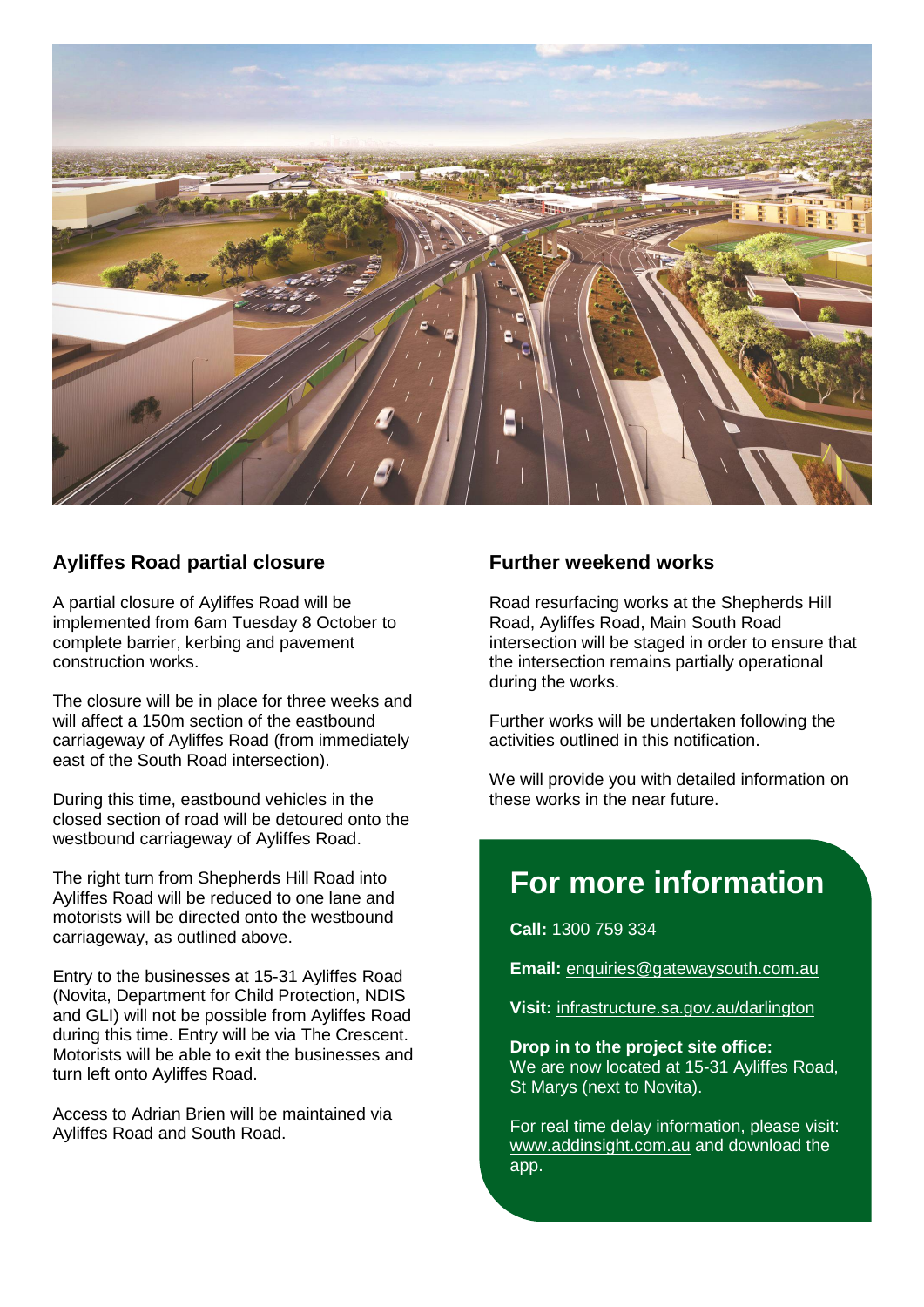## Ayliffes Road partial closure

A partial closure of Ayliffes Road will be implemented from 6am Tuesday 8 October to complete barrier, kerbing and pavement construction works.

The closure will be in place for three weeks and will affect a 150m section of the eastbound carriageway of Ayliffes Road (from immediately east of the South Road intersection).

During this time, eastbound vehicles in the closed section of road will be detoured onto the westbound carriageway of Ayliffes Road.

The right turn from Shepherds Hill Road into Ayliffes Road will be reduced to one lane and motorists will be directed onto the westbound carriageway, as outlined above.

Entry to the businesses at 15-31 Ayliffes Road (Novita, Department for Child Protection, NDIS and GLI) will not be possible from Ayliffes Road during this time. Entry will be via The Crescent. Motorists will be able to exit the businesses and turn left onto Ayliffes Road.

Access to Adrian Brien will be maintained via Ayliffes Road and South Road.

## Further weekend works

Road resurfacing works at the Shepherds Hill Road, Ayliffes Road, Main South Road intersection will be staged in order to ensure that the intersection remains partially operational during the works.

Further works will be undertaken following the activities outlined in this notification.

We will provide you with detailed information on these works in the near future.

## For more information

**Call:** 1300 759 334

**Email:** enquiries@gatewaysouth.com.au

**Visit:** infrastructure.sa.gov.au/darlington

**Drop in to the project site office:**
We are now located at 15-31 Ayliffes Road, St Marys (next to Novita).

For real time delay information, please visit: www.addinsight.com.au and download the app.